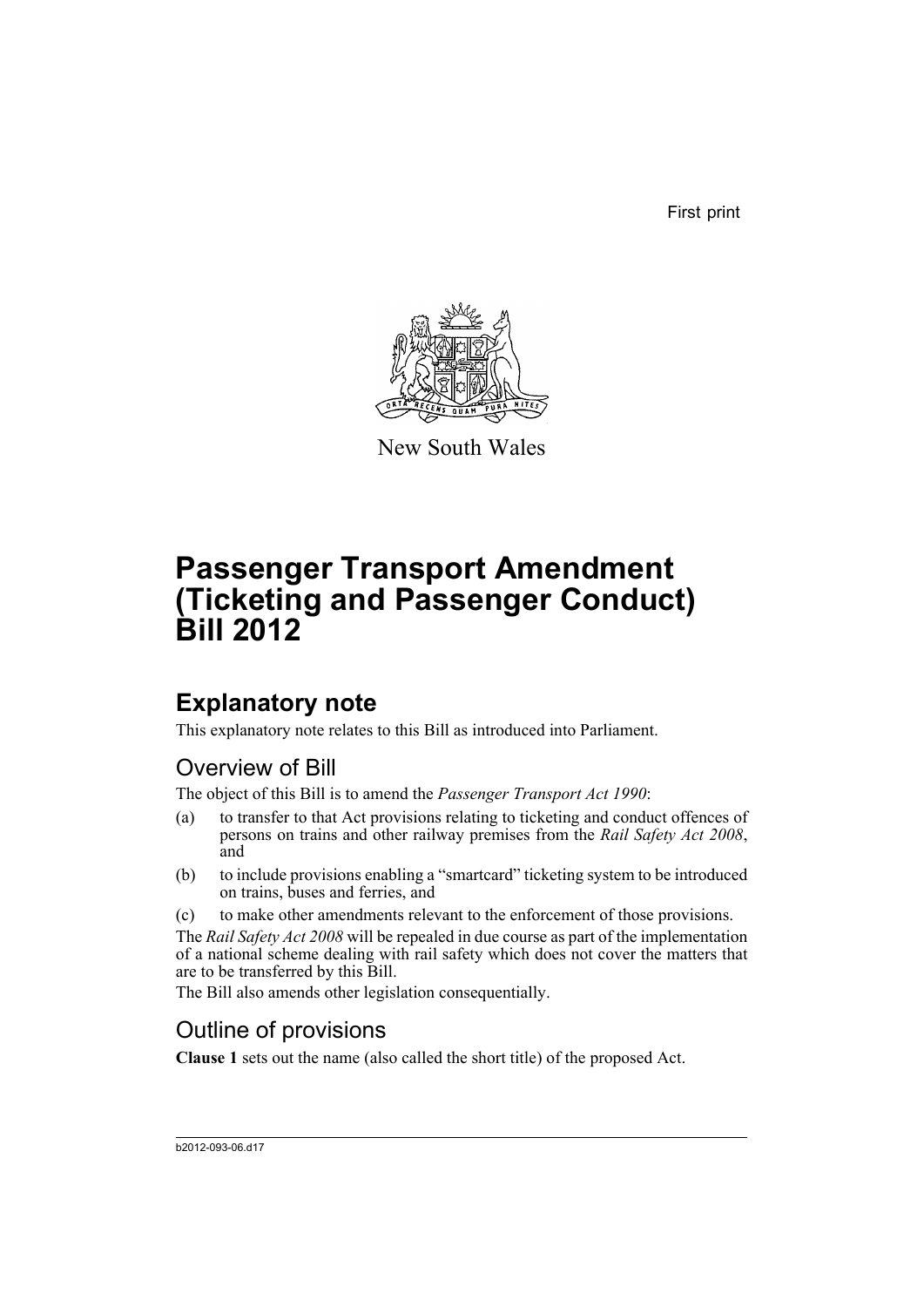First print

New South Wales

# Passenger Transport Amendment (Ticketing and Passenger Conduct) Bill 2012

## Explanatory note

This explanatory note relates to this Bill as introduced into Parliament.

### Overview of Bill

The object of this Bill is to amend the *Passenger Transport Act 1990*:

(a) to transfer to that Act provisions relating to ticketing and conduct offences of persons on trains and other railway premises from the *Rail Safety Act 2008*, and

(b) to include provisions enabling a "smartcard" ticketing system to be introduced on trains, buses and ferries, and

(c) to make other amendments relevant to the enforcement of those provisions.

The *Rail Safety Act 2008* will be repealed in due course as part of the implementation of a national scheme dealing with rail safety which does not cover the matters that are to be transferred by this Bill.

The Bill also amends other legislation consequentially.

### Outline of provisions

**Clause 1** sets out the name (also called the short title) of the proposed Act.

b2012-093-06.d17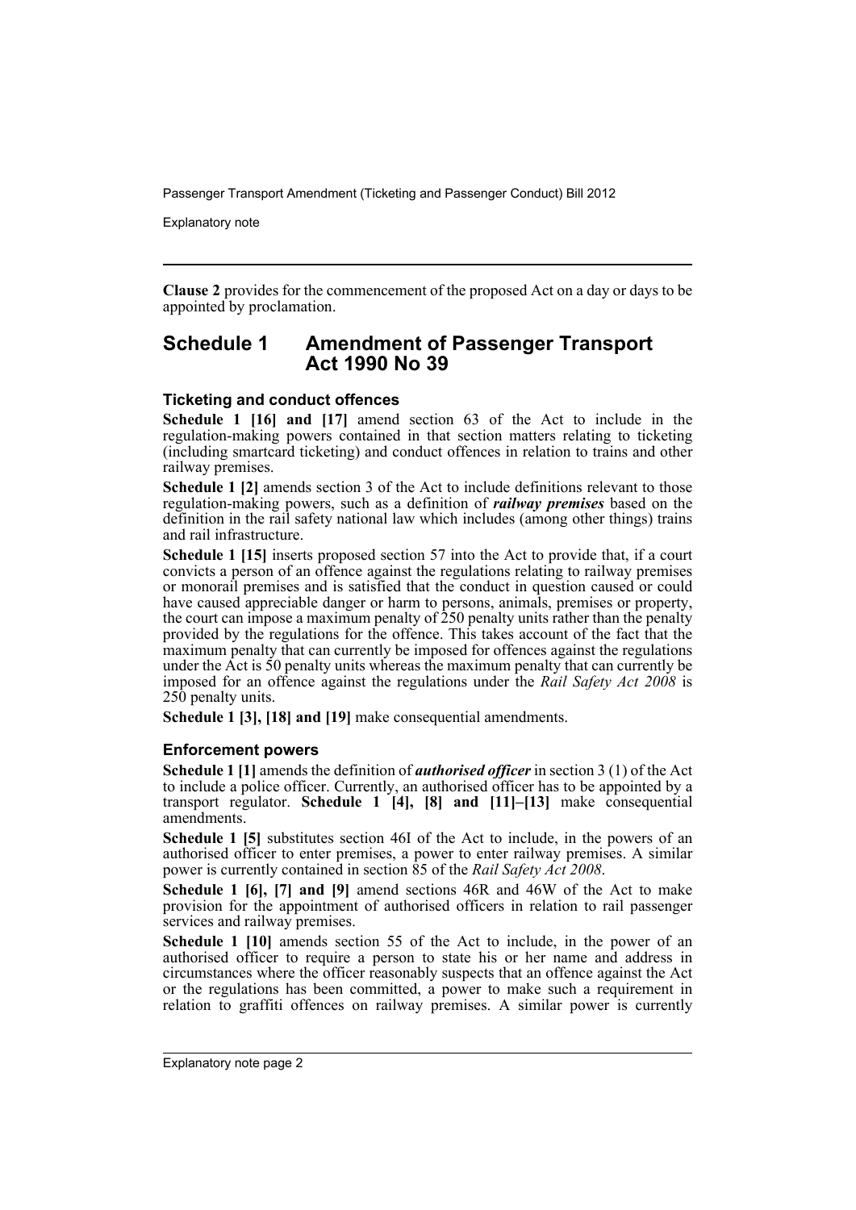**Clause 2** provides for the commencement of the proposed Act on a day or days to be appointed by proclamation.

## Schedule 1 Amendment of Passenger Transport Act 1990 No 39

### Ticketing and conduct offences

**Schedule 1 [16] and [17]** amend section 63 of the Act to include in the regulation-making powers contained in that section matters relating to ticketing (including smartcard ticketing) and conduct offences in relation to trains and other railway premises.

**Schedule 1 [2]** amends section 3 of the Act to include definitions relevant to those regulation-making powers, such as a definition of ***railway premises*** based on the definition in the rail safety national law which includes (among other things) trains and rail infrastructure.

**Schedule 1 [15]** inserts proposed section 57 into the Act to provide that, if a court convicts a person of an offence against the regulations relating to railway premises or monorail premises and is satisfied that the conduct in question caused or could have caused appreciable danger or harm to persons, animals, premises or property, the court can impose a maximum penalty of 250 penalty units rather than the penalty provided by the regulations for the offence. This takes account of the fact that the maximum penalty that can currently be imposed for offences against the regulations under the Act is 50 penalty units whereas the maximum penalty that can currently be imposed for an offence against the regulations under the *Rail Safety Act 2008* is 250 penalty units.

**Schedule 1 [3], [18] and [19]** make consequential amendments.

### Enforcement powers

**Schedule 1 [1]** amends the definition of ***authorised officer*** in section 3 (1) of the Act to include a police officer. Currently, an authorised officer has to be appointed by a transport regulator. **Schedule 1 [4], [8] and [11]–[13]** make consequential amendments.

**Schedule 1 [5]** substitutes section 46I of the Act to include, in the powers of an authorised officer to enter premises, a power to enter railway premises. A similar power is currently contained in section 85 of the *Rail Safety Act 2008*.

**Schedule 1 [6], [7] and [9]** amend sections 46R and 46W of the Act to make provision for the appointment of authorised officers in relation to rail passenger services and railway premises.

**Schedule 1 [10]** amends section 55 of the Act to include, in the power of an authorised officer to require a person to state his or her name and address in circumstances where the officer reasonably suspects that an offence against the Act or the regulations has been committed, a power to make such a requirement in relation to graffiti offences on railway premises. A similar power is currently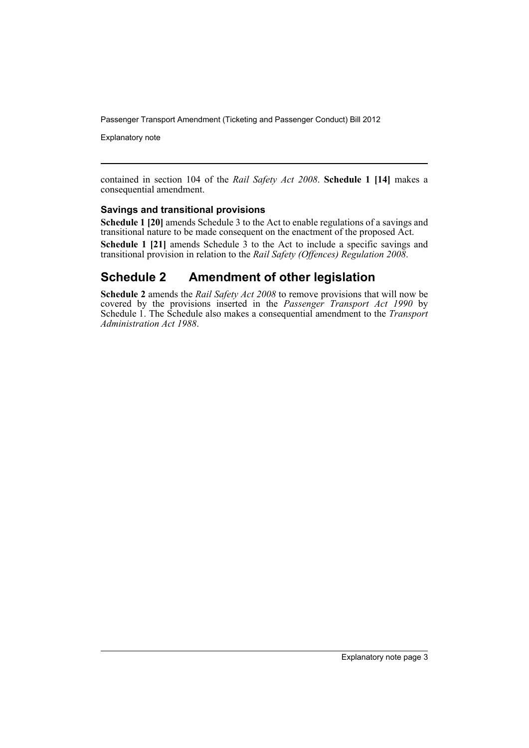contained in section 104 of the *Rail Safety Act 2008*. **Schedule 1 [14]** makes a consequential amendment.

### Savings and transitional provisions

**Schedule 1 [20]** amends Schedule 3 to the Act to enable regulations of a savings and transitional nature to be made consequent on the enactment of the proposed Act.

**Schedule 1 [21]** amends Schedule 3 to the Act to include a specific savings and transitional provision in relation to the *Rail Safety (Offences) Regulation 2008*.

## Schedule 2 Amendment of other legislation

**Schedule 2** amends the *Rail Safety Act 2008* to remove provisions that will now be covered by the provisions inserted in the *Passenger Transport Act 1990* by Schedule 1. The Schedule also makes a consequential amendment to the *Transport Administration Act 1988*.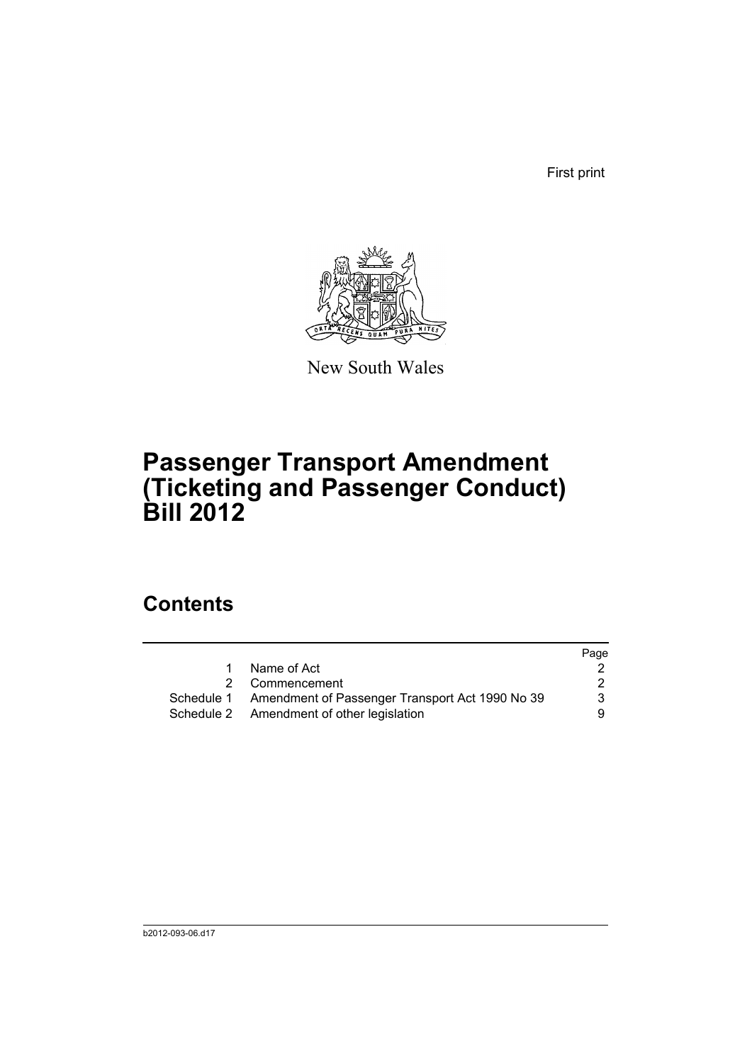First print

New South Wales

# Passenger Transport Amendment (Ticketing and Passenger Conduct) Bill 2012

## Contents

| | | Page |
|---|---|---|
| 1 | Name of Act | 2 |
| 2 | Commencement | 2 |
| Schedule 1 | Amendment of Passenger Transport Act 1990 No 39 | 3 |
| Schedule 2 | Amendment of other legislation | 9 |

b2012-093-06.d17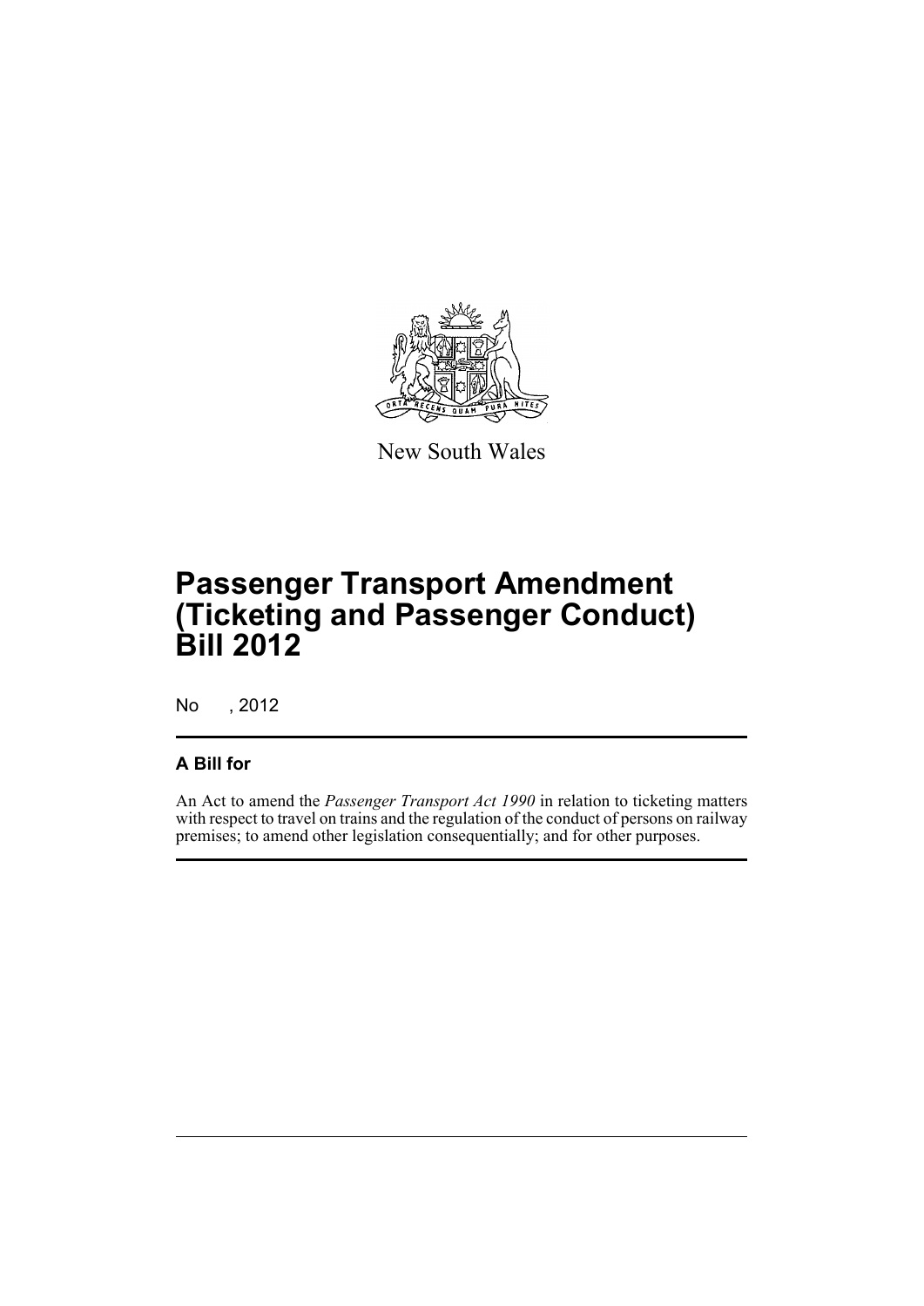New South Wales

# Passenger Transport Amendment (Ticketing and Passenger Conduct) Bill 2012

No , 2012

## A Bill for

An Act to amend the *Passenger Transport Act 1990* in relation to ticketing matters with respect to travel on trains and the regulation of the conduct of persons on railway premises; to amend other legislation consequentially; and for other purposes.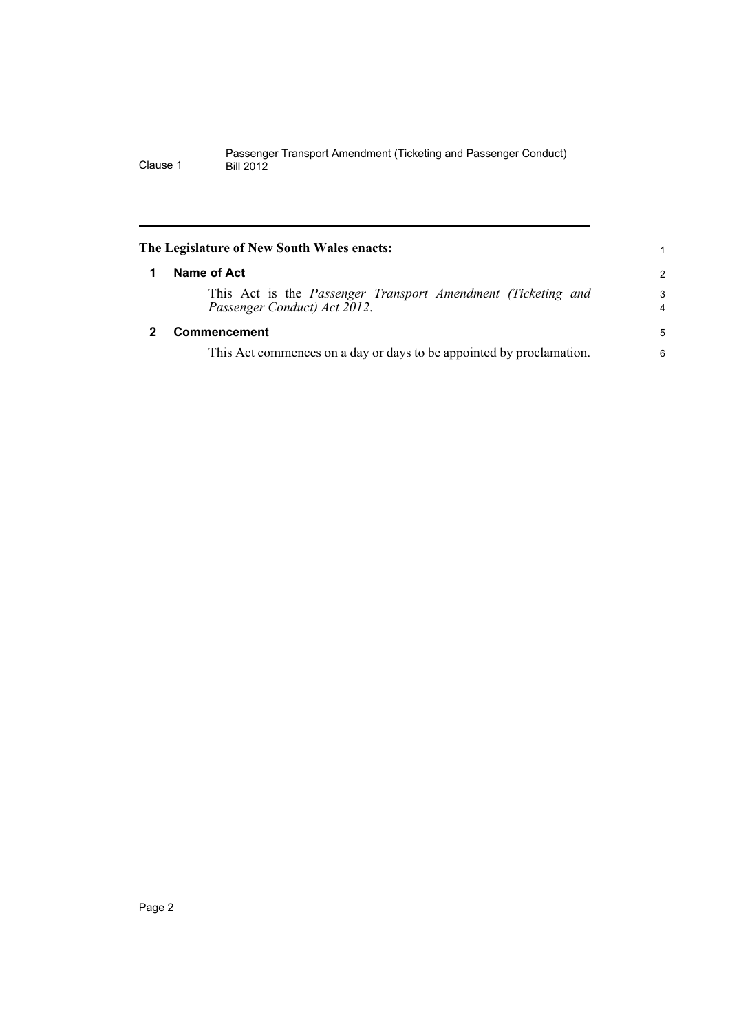**The Legislature of New South Wales enacts:**

## 1 Name of Act

This Act is the *Passenger Transport Amendment (Ticketing and Passenger Conduct) Act 2012*.

## 2 Commencement

This Act commences on a day or days to be appointed by proclamation.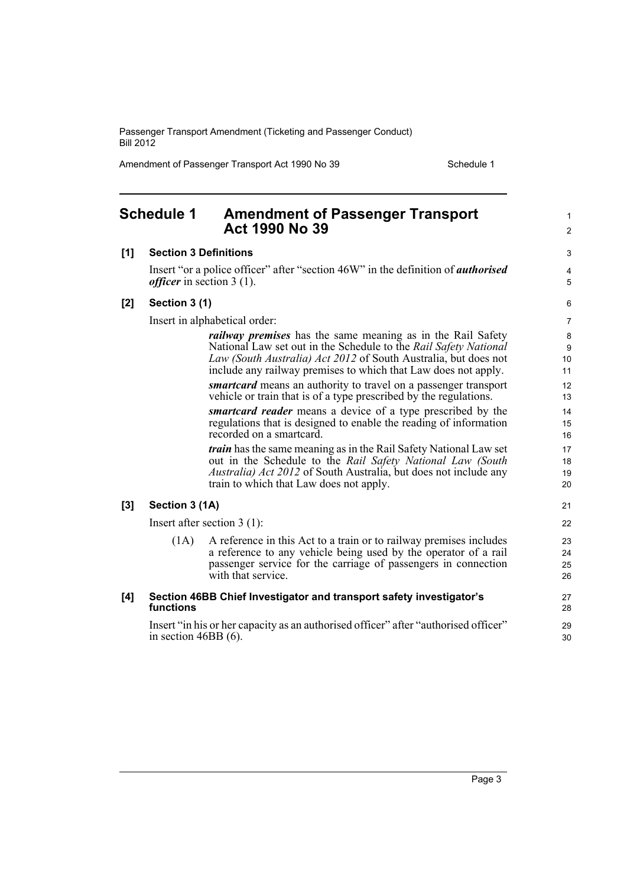## Schedule 1 Amendment of Passenger Transport Act 1990 No 39

**[1] Section 3 Definitions**

Insert "or a police officer" after "section 46W" in the definition of ***authorised officer*** in section 3 (1).

**[2] Section 3 (1)**

Insert in alphabetical order:

> ***railway premises*** has the same meaning as in the Rail Safety National Law set out in the Schedule to the *Rail Safety National Law (South Australia) Act 2012* of South Australia, but does not include any railway premises to which that Law does not apply.
>
> ***smartcard*** means an authority to travel on a passenger transport vehicle or train that is of a type prescribed by the regulations.
>
> ***smartcard reader*** means a device of a type prescribed by the regulations that is designed to enable the reading of information recorded on a smartcard.
>
> ***train*** has the same meaning as in the Rail Safety National Law set out in the Schedule to the *Rail Safety National Law (South Australia) Act 2012* of South Australia, but does not include any train to which that Law does not apply.

**[3] Section 3 (1A)**

Insert after section 3 (1):

> (1A) A reference in this Act to a train or to railway premises includes a reference to any vehicle being used by the operator of a rail passenger service for the carriage of passengers in connection with that service.

**[4] Section 46BB Chief Investigator and transport safety investigator's functions**

Insert "in his or her capacity as an authorised officer" after "authorised officer" in section 46BB (6).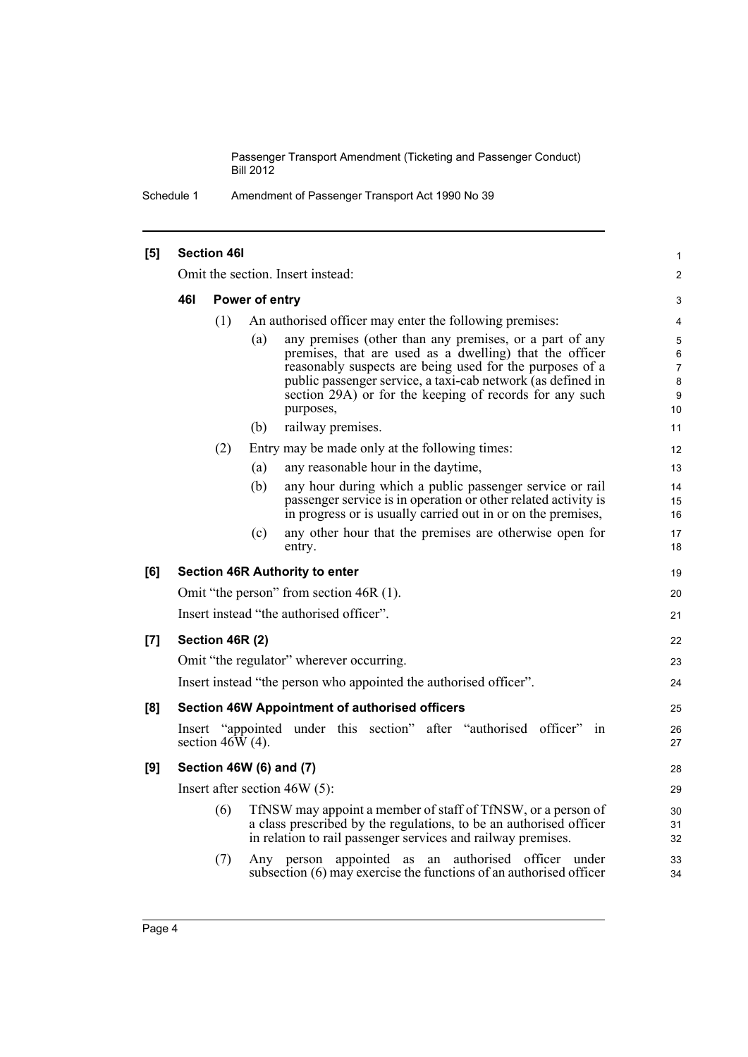**[5] Section 46I**

Omit the section. Insert instead:

**46I Power of entry**

(1) An authorised officer may enter the following premises:

(a) any premises (other than any premises, or a part of any premises, that are used as a dwelling) that the officer reasonably suspects are being used for the purposes of a public passenger service, a taxi-cab network (as defined in section 29A) or for the keeping of records for any such purposes,

(b) railway premises.

(2) Entry may be made only at the following times:

(a) any reasonable hour in the daytime,

(b) any hour during which a public passenger service or rail passenger service is in operation or other related activity is in progress or is usually carried out in or on the premises,

(c) any other hour that the premises are otherwise open for entry.

**[6] Section 46R Authority to enter**

Omit "the person" from section 46R (1).

Insert instead "the authorised officer".

**[7] Section 46R (2)**

Omit "the regulator" wherever occurring.

Insert instead "the person who appointed the authorised officer".

**[8] Section 46W Appointment of authorised officers**

Insert "appointed under this section" after "authorised officer" in section 46W (4).

**[9] Section 46W (6) and (7)**

Insert after section 46W (5):

(6) TfNSW may appoint a member of staff of TfNSW, or a person of a class prescribed by the regulations, to be an authorised officer in relation to rail passenger services and railway premises.

(7) Any person appointed as an authorised officer under subsection (6) may exercise the functions of an authorised officer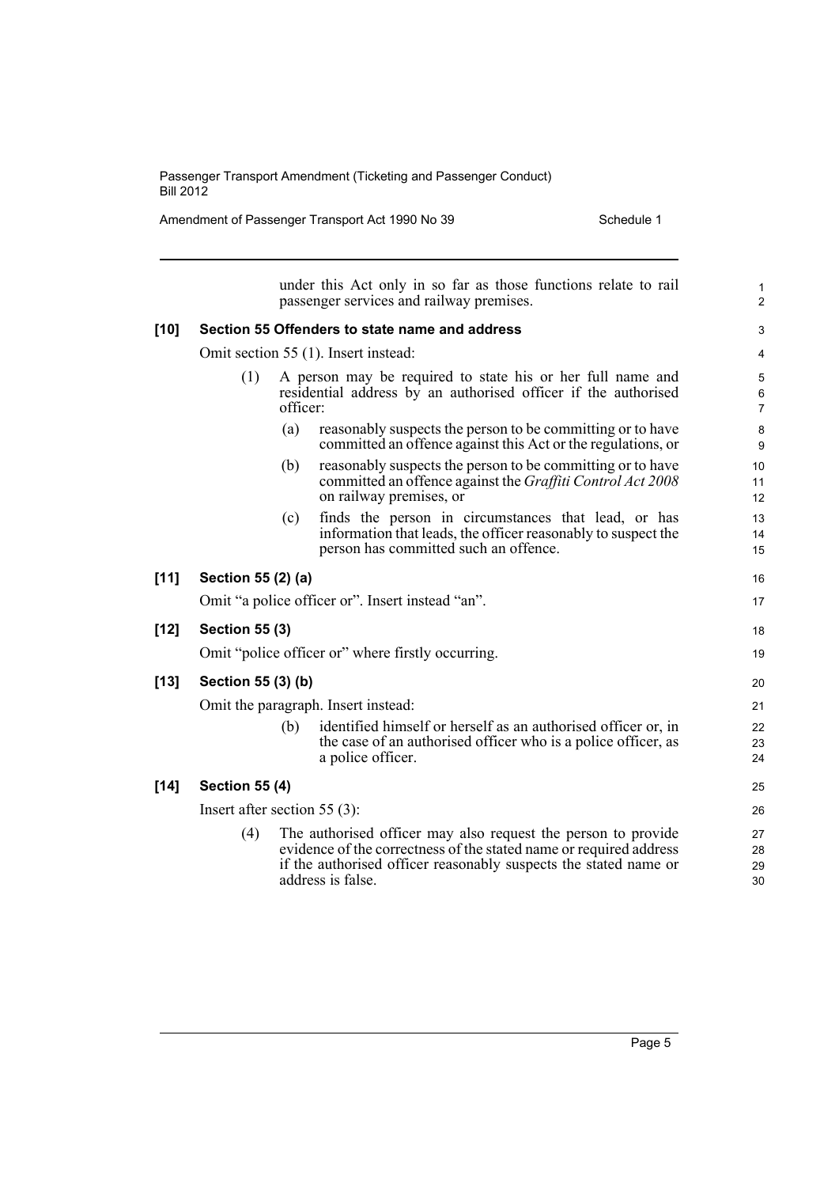under this Act only in so far as those functions relate to rail passenger services and railway premises.

**[10] Section 55 Offenders to state name and address**

Omit section 55 (1). Insert instead:

(1) A person may be required to state his or her full name and residential address by an authorised officer if the authorised officer:

(a) reasonably suspects the person to be committing or to have committed an offence against this Act or the regulations, or

(b) reasonably suspects the person to be committing or to have committed an offence against the *Graffiti Control Act 2008* on railway premises, or

(c) finds the person in circumstances that lead, or has information that leads, the officer reasonably to suspect the person has committed such an offence.

**[11] Section 55 (2) (a)**

Omit "a police officer or". Insert instead "an".

**[12] Section 55 (3)**

Omit "police officer or" where firstly occurring.

**[13] Section 55 (3) (b)**

Omit the paragraph. Insert instead:

(b) identified himself or herself as an authorised officer or, in the case of an authorised officer who is a police officer, as a police officer.

**[14] Section 55 (4)**

Insert after section 55 (3):

(4) The authorised officer may also request the person to provide evidence of the correctness of the stated name or required address if the authorised officer reasonably suspects the stated name or address is false.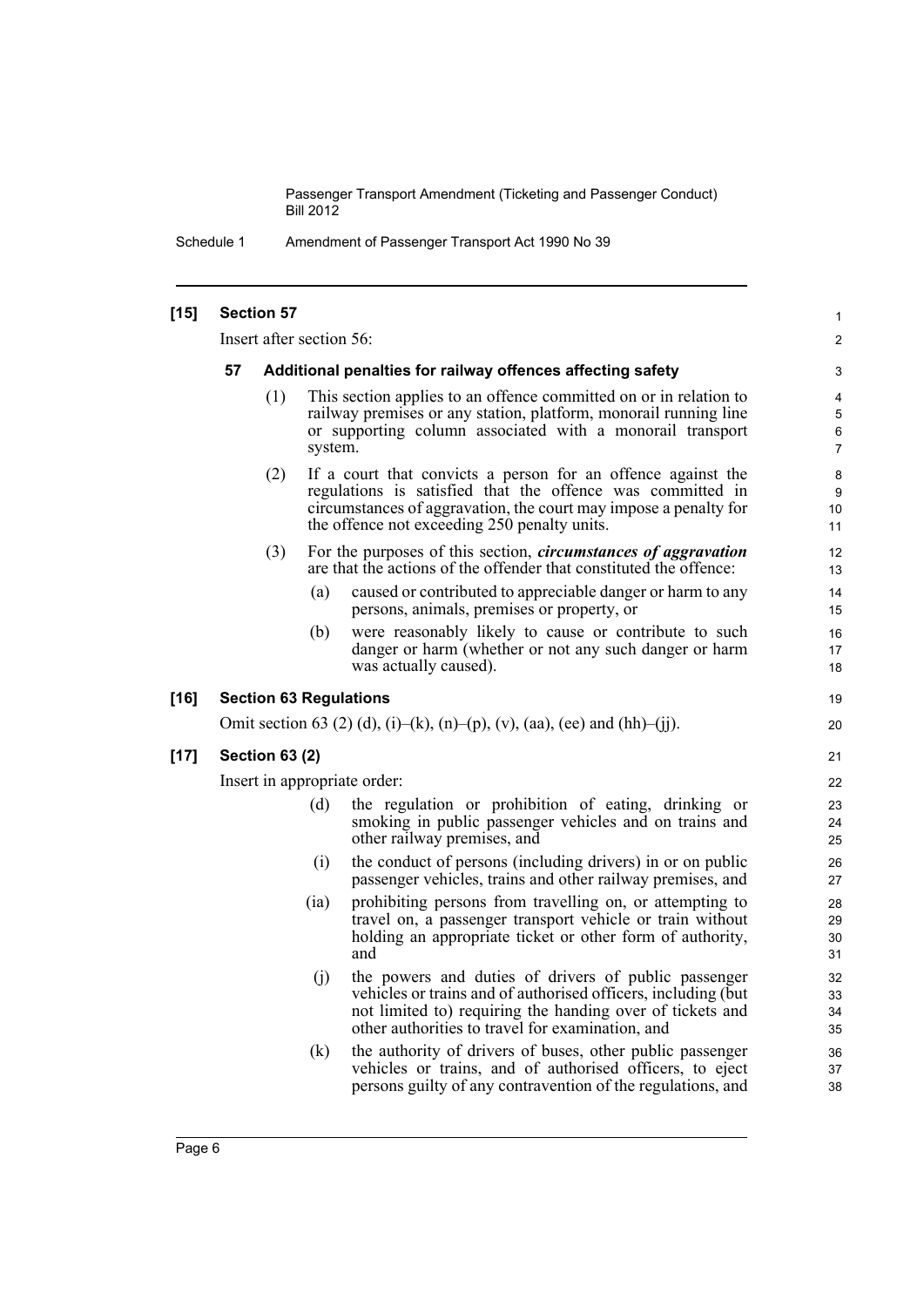**[15] Section 57**

Insert after section 56:

**57 Additional penalties for railway offences affecting safety**

(1) This section applies to an offence committed on or in relation to railway premises or any station, platform, monorail running line or supporting column associated with a monorail transport system.

(2) If a court that convicts a person for an offence against the regulations is satisfied that the offence was committed in circumstances of aggravation, the court may impose a penalty for the offence not exceeding 250 penalty units.

(3) For the purposes of this section, ***circumstances of aggravation*** are that the actions of the offender that constituted the offence:

(a) caused or contributed to appreciable danger or harm to any persons, animals, premises or property, or

(b) were reasonably likely to cause or contribute to such danger or harm (whether or not any such danger or harm was actually caused).

**[16] Section 63 Regulations**

Omit section 63 (2) (d), (i)–(k), (n)–(p), (v), (aa), (ee) and (hh)–(jj).

**[17] Section 63 (2)**

Insert in appropriate order:

(d) the regulation or prohibition of eating, drinking or smoking in public passenger vehicles and on trains and other railway premises, and

(i) the conduct of persons (including drivers) in or on public passenger vehicles, trains and other railway premises, and

(ia) prohibiting persons from travelling on, or attempting to travel on, a passenger transport vehicle or train without holding an appropriate ticket or other form of authority, and

(j) the powers and duties of drivers of public passenger vehicles or trains and of authorised officers, including (but not limited to) requiring the handing over of tickets and other authorities to travel for examination, and

(k) the authority of drivers of buses, other public passenger vehicles or trains, and of authorised officers, to eject persons guilty of any contravention of the regulations, and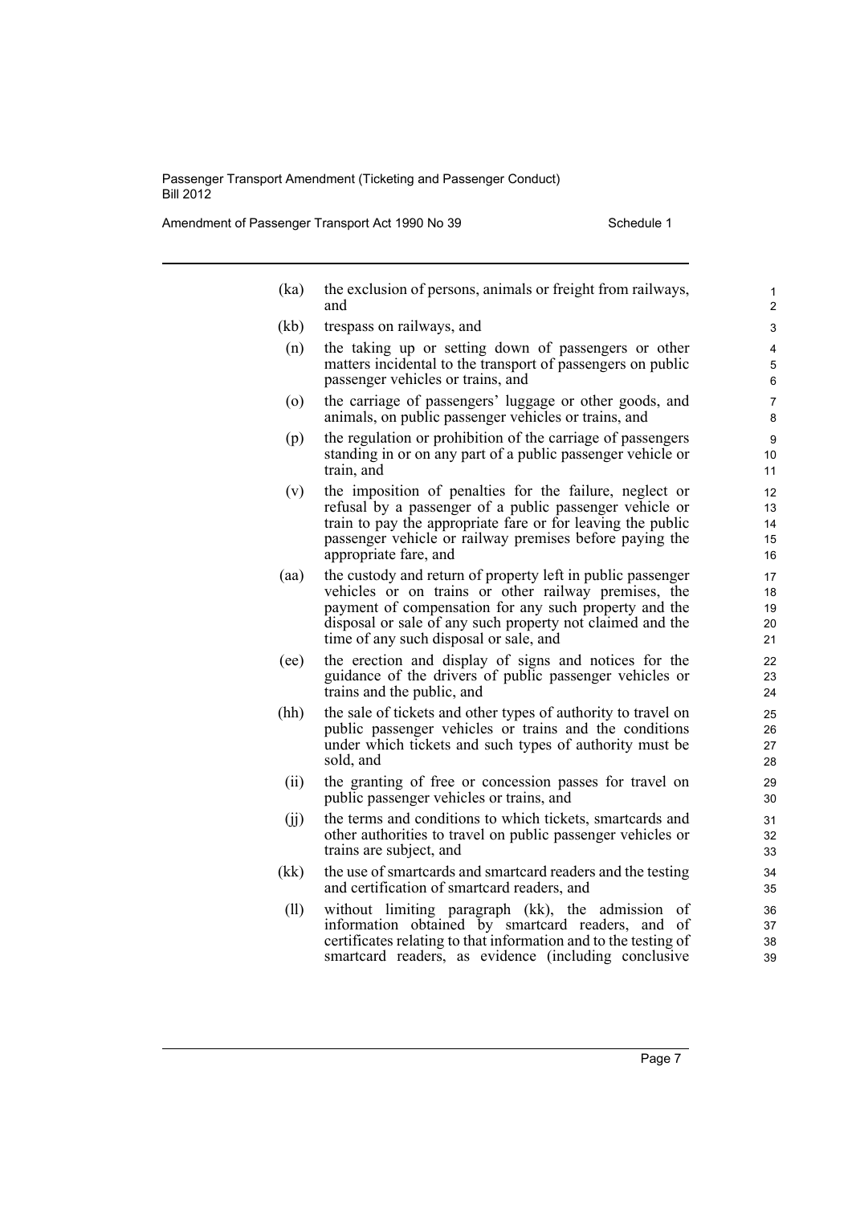(ka) the exclusion of persons, animals or freight from railways, and

(kb) trespass on railways, and

(n) the taking up or setting down of passengers or other matters incidental to the transport of passengers on public passenger vehicles or trains, and

(o) the carriage of passengers' luggage or other goods, and animals, on public passenger vehicles or trains, and

(p) the regulation or prohibition of the carriage of passengers standing in or on any part of a public passenger vehicle or train, and

(v) the imposition of penalties for the failure, neglect or refusal by a passenger of a public passenger vehicle or train to pay the appropriate fare or for leaving the public passenger vehicle or railway premises before paying the appropriate fare, and

(aa) the custody and return of property left in public passenger vehicles or on trains or other railway premises, the payment of compensation for any such property and the disposal or sale of any such property not claimed and the time of any such disposal or sale, and

(ee) the erection and display of signs and notices for the guidance of the drivers of public passenger vehicles or trains and the public, and

(hh) the sale of tickets and other types of authority to travel on public passenger vehicles or trains and the conditions under which tickets and such types of authority must be sold, and

(ii) the granting of free or concession passes for travel on public passenger vehicles or trains, and

(jj) the terms and conditions to which tickets, smartcards and other authorities to travel on public passenger vehicles or trains are subject, and

(kk) the use of smartcards and smartcard readers and the testing and certification of smartcard readers, and

(ll) without limiting paragraph (kk), the admission of information obtained by smartcard readers, and of certificates relating to that information and to the testing of smartcard readers, as evidence (including conclusive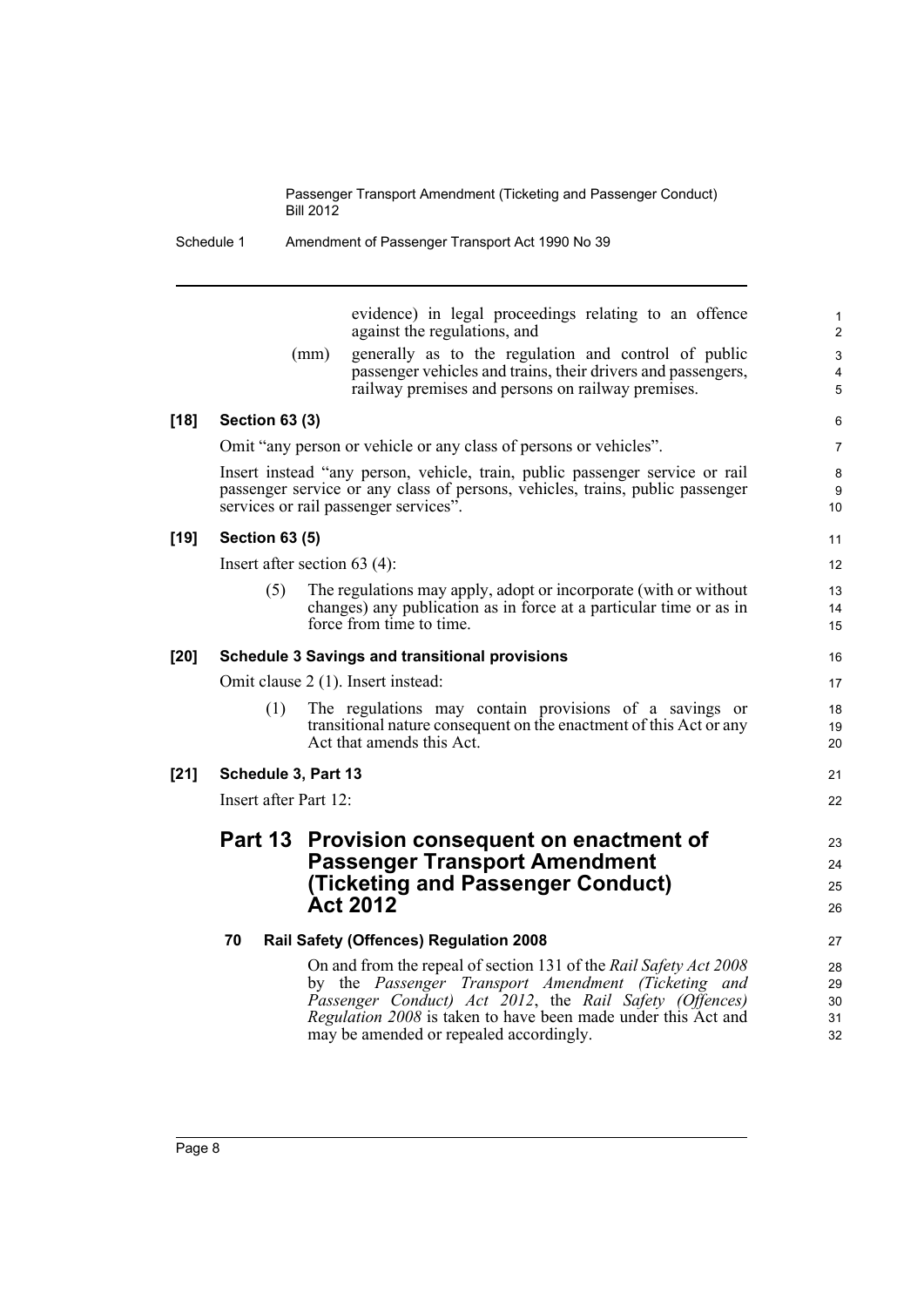evidence) in legal proceedings relating to an offence against the regulations, and

(mm) generally as to the regulation and control of public passenger vehicles and trains, their drivers and passengers, railway premises and persons on railway premises.

**[18] Section 63 (3)**

Omit "any person or vehicle or any class of persons or vehicles".

Insert instead "any person, vehicle, train, public passenger service or rail passenger service or any class of persons, vehicles, trains, public passenger services or rail passenger services".

**[19] Section 63 (5)**

Insert after section 63 (4):

(5) The regulations may apply, adopt or incorporate (with or without changes) any publication as in force at a particular time or as in force from time to time.

**[20] Schedule 3 Savings and transitional provisions**

Omit clause 2 (1). Insert instead:

(1) The regulations may contain provisions of a savings or transitional nature consequent on the enactment of this Act or any Act that amends this Act.

**[21] Schedule 3, Part 13**

Insert after Part 12:

## Part 13 Provision consequent on enactment of Passenger Transport Amendment (Ticketing and Passenger Conduct) Act 2012

### 70 Rail Safety (Offences) Regulation 2008

On and from the repeal of section 131 of the *Rail Safety Act 2008* by the *Passenger Transport Amendment (Ticketing and Passenger Conduct) Act 2012*, the *Rail Safety (Offences) Regulation 2008* is taken to have been made under this Act and may be amended or repealed accordingly.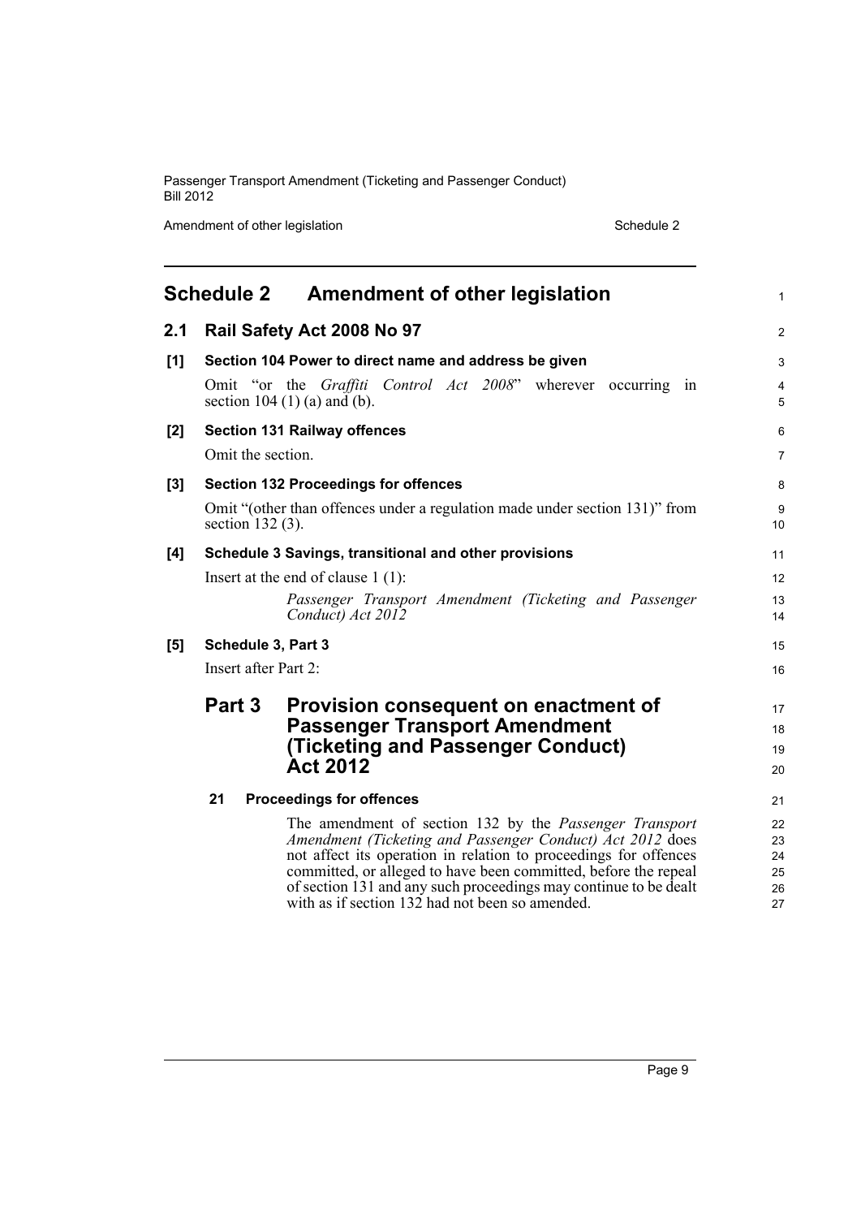# Schedule 2 Amendment of other legislation

## 2.1 Rail Safety Act 2008 No 97

### [1] Section 104 Power to direct name and address be given

Omit "or the *Graffiti Control Act 2008*" wherever occurring in section 104 (1) (a) and (b).

### [2] Section 131 Railway offences

Omit the section.

### [3] Section 132 Proceedings for offences

Omit "(other than offences under a regulation made under section 131)" from section 132 (3).

### [4] Schedule 3 Savings, transitional and other provisions

Insert at the end of clause 1 (1):

*Passenger Transport Amendment (Ticketing and Passenger Conduct) Act 2012*

### [5] Schedule 3, Part 3

Insert after Part 2:

## Part 3 Provision consequent on enactment of Passenger Transport Amendment (Ticketing and Passenger Conduct) Act 2012

### 21 Proceedings for offences

The amendment of section 132 by the *Passenger Transport Amendment (Ticketing and Passenger Conduct) Act 2012* does not affect its operation in relation to proceedings for offences committed, or alleged to have been committed, before the repeal of section 131 and any such proceedings may continue to be dealt with as if section 132 had not been so amended.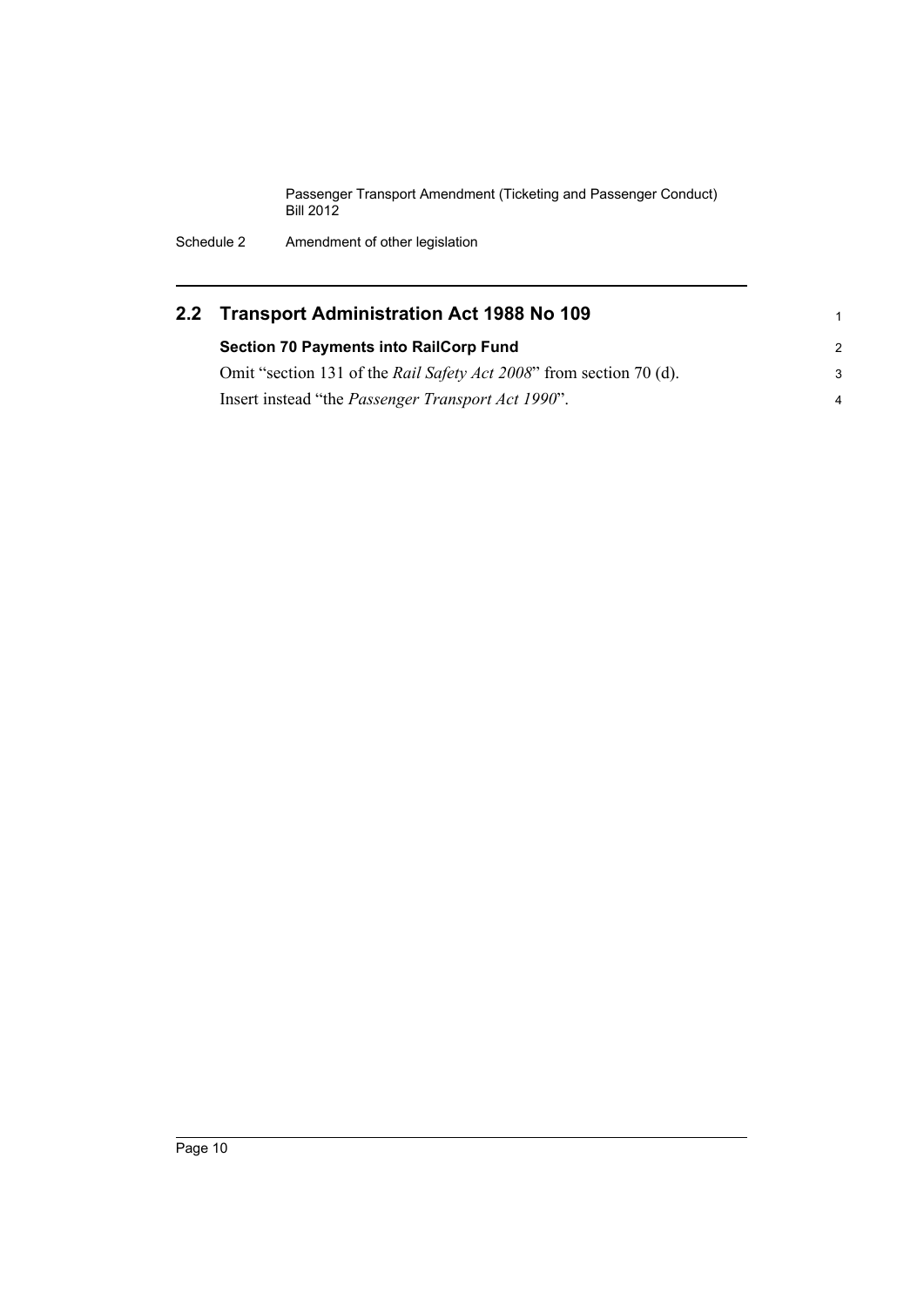## 2.2 Transport Administration Act 1988 No 109

**Section 70 Payments into RailCorp Fund**

Omit "section 131 of the *Rail Safety Act 2008*" from section 70 (d).

Insert instead "the *Passenger Transport Act 1990*".